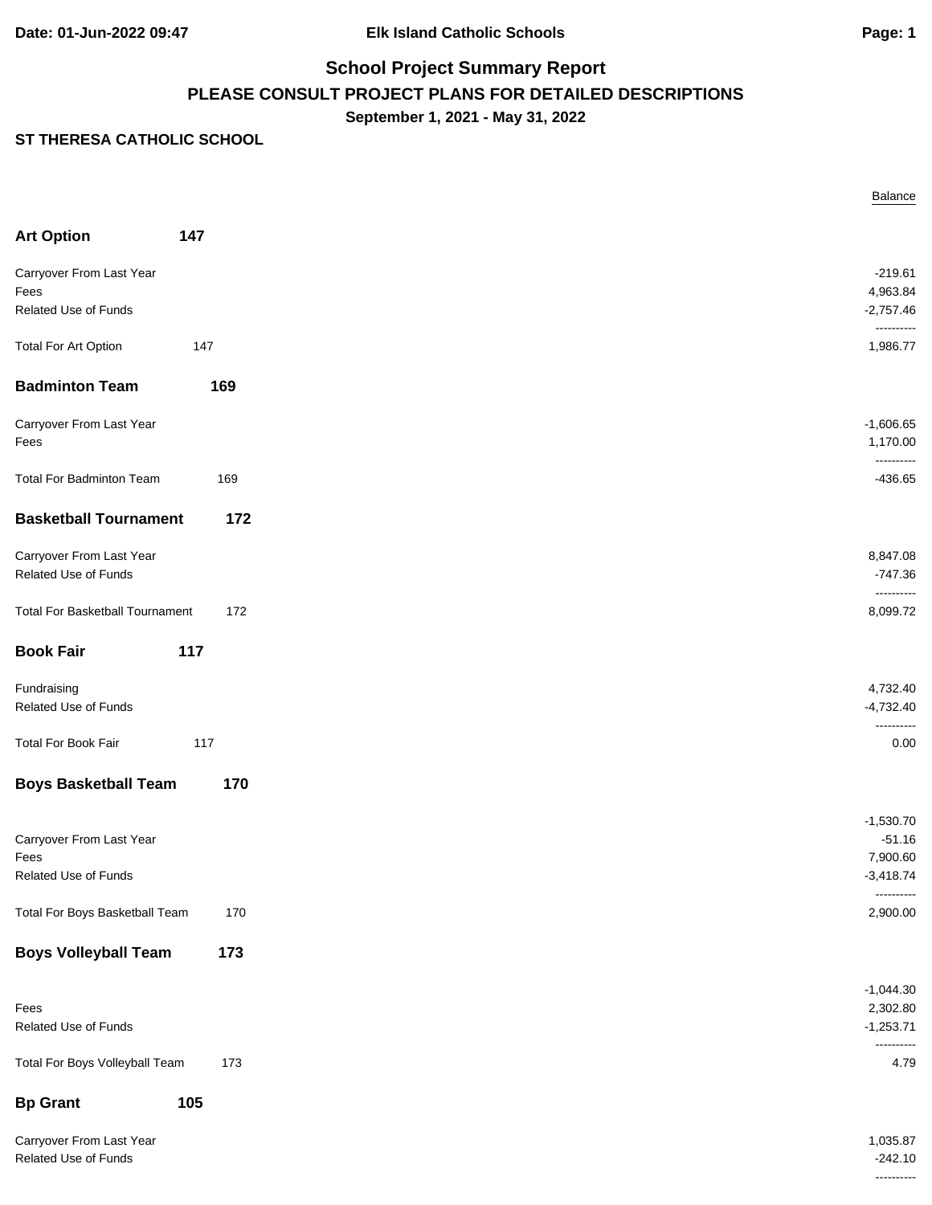Elk Island Catholic Schools

# School Project Summary Report

## PLEASE CONSULT PROJECT PLANS FOR DETAILED DESCRIPTIONS

**September 1, 2021 - May 31, 2022**

**ST THERESA CATHOLIC SCHOOL**

| | | Balance |
|---|---|---:|
| **Art Option** | **147** | |
| Carryover From Last Year | | -219.61 |
| Fees | | 4,963.84 |
| Related Use of Funds | | -2,757.46 |
| | | ---------- |
| Total For Art Option | 147 | 1,986.77 |
| **Badminton Team** | **169** | |
| Carryover From Last Year | | -1,606.65 |
| Fees | | 1,170.00 |
| | | ---------- |
| Total For Badminton Team | 169 | -436.65 |
| **Basketball Tournament** | **172** | |
| Carryover From Last Year | | 8,847.08 |
| Related Use of Funds | | -747.36 |
| | | ---------- |
| Total For Basketball Tournament | 172 | 8,099.72 |
| **Book Fair** | **117** | |
| Fundraising | | 4,732.40 |
| Related Use of Funds | | -4,732.40 |
| | | ---------- |
| Total For Book Fair | 117 | 0.00 |
| **Boys Basketball Team** | **170** | |
| | | -1,530.70 |
| Carryover From Last Year | | -51.16 |
| Fees | | 7,900.60 |
| Related Use of Funds | | -3,418.74 |
| | | ---------- |
| Total For Boys Basketball Team | 170 | 2,900.00 |
| **Boys Volleyball Team** | **173** | |
| | | -1,044.30 |
| Fees | | 2,302.80 |
| Related Use of Funds | | -1,253.71 |
| | | ---------- |
| Total For Boys Volleyball Team | 173 | 4.79 |
| **Bp Grant** | **105** | |
| Carryover From Last Year | | 1,035.87 |
| Related Use of Funds | | -242.10 |
| | | ---------- |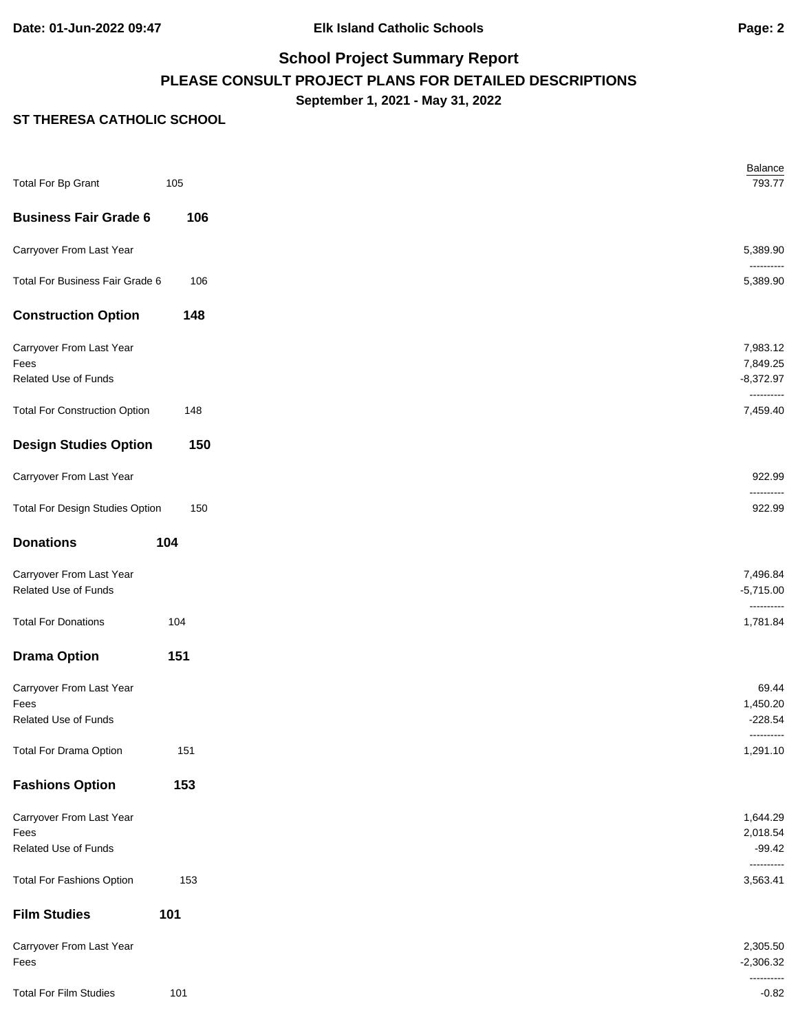# School Project Summary Report

## PLEASE CONSULT PROJECT PLANS FOR DETAILED DESCRIPTIONS

**September 1, 2021 - May 31, 2022**

**ST THERESA CATHOLIC SCHOOL**

| | | Balance |
|---|---|---:|
| Total For Bp Grant | 105 | 793.77 |

### Business Fair Grade 6 106

| | | |
|---|---|---:|
| Carryover From Last Year | | 5,389.90 |
| | | ---------- |
| Total For Business Fair Grade 6 | 106 | 5,389.90 |

### Construction Option 148

| | | |
|---|---|---:|
| Carryover From Last Year | | 7,983.12 |
| Fees | | 7,849.25 |
| Related Use of Funds | | -8,372.97 |
| | | ---------- |
| Total For Construction Option | 148 | 7,459.40 |

### Design Studies Option 150

| | | |
|---|---|---:|
| Carryover From Last Year | | 922.99 |
| | | ---------- |
| Total For Design Studies Option | 150 | 922.99 |

### Donations 104

| | | |
|---|---|---:|
| Carryover From Last Year | | 7,496.84 |
| Related Use of Funds | | -5,715.00 |
| | | ---------- |
| Total For Donations | 104 | 1,781.84 |

### Drama Option 151

| | | |
|---|---|---:|
| Carryover From Last Year | | 69.44 |
| Fees | | 1,450.20 |
| Related Use of Funds | | -228.54 |
| | | ---------- |
| Total For Drama Option | 151 | 1,291.10 |

### Fashions Option 153

| | | |
|---|---|---:|
| Carryover From Last Year | | 1,644.29 |
| Fees | | 2,018.54 |
| Related Use of Funds | | -99.42 |
| | | ---------- |
| Total For Fashions Option | 153 | 3,563.41 |

### Film Studies 101

| | | |
|---|---|---:|
| Carryover From Last Year | | 2,305.50 |
| Fees | | -2,306.32 |
| | | ---------- |
| Total For Film Studies | 101 | -0.82 |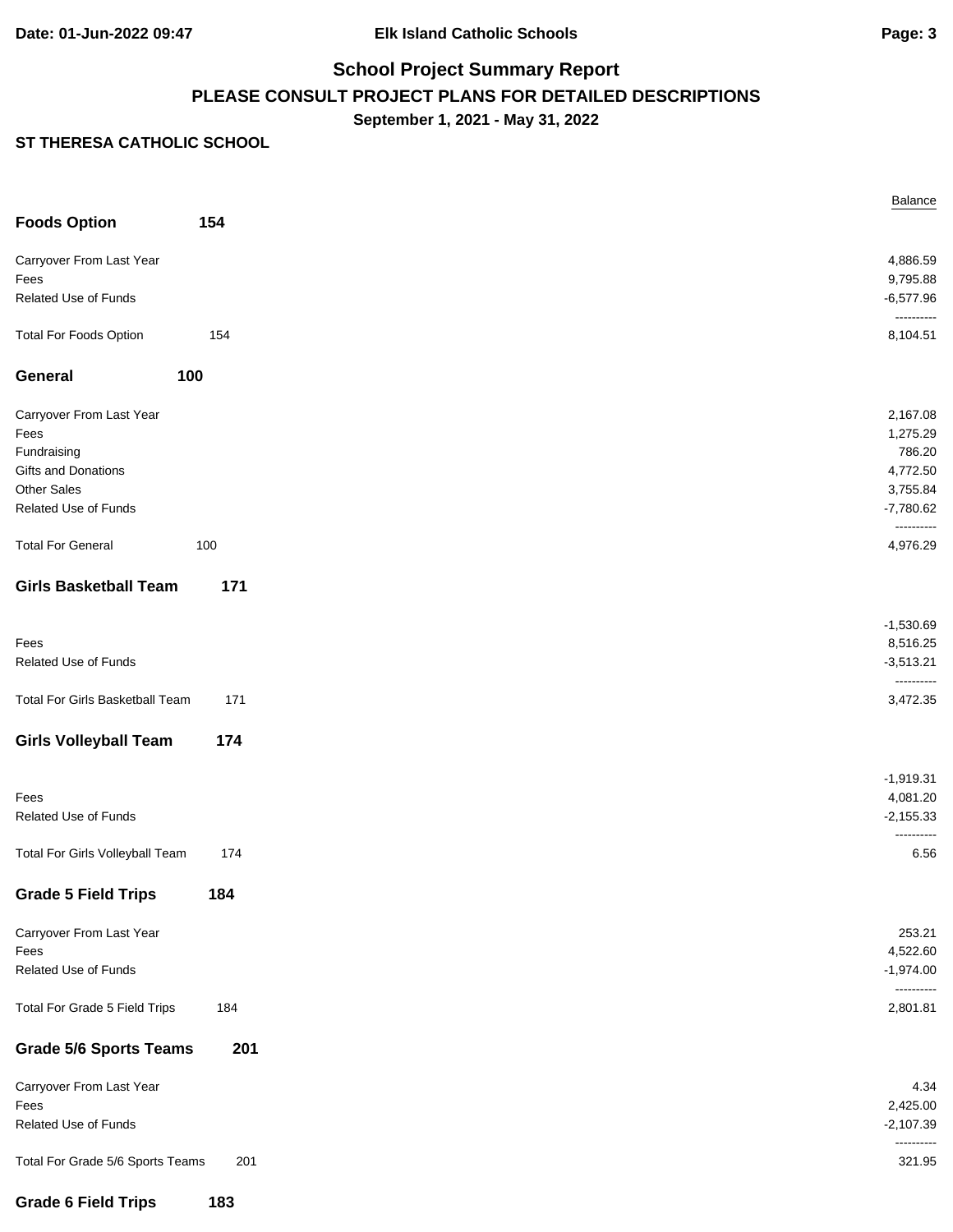## School Project Summary Report

**PLEASE CONSULT PROJECT PLANS FOR DETAILED DESCRIPTIONS**

**September 1, 2021 - May 31, 2022**

**ST THERESA CATHOLIC SCHOOL**

| | | Balance |
|---|---|---|
| **Foods Option** | **154** | |
| Carryover From Last Year | | 4,886.59 |
| Fees | | 9,795.88 |
| Related Use of Funds | | -6,577.96 |
| | | ---------- |
| Total For Foods Option | 154 | 8,104.51 |
| **General** | **100** | |
| Carryover From Last Year | | 2,167.08 |
| Fees | | 1,275.29 |
| Fundraising | | 786.20 |
| Gifts and Donations | | 4,772.50 |
| Other Sales | | 3,755.84 |
| Related Use of Funds | | -7,780.62 |
| | | ---------- |
| Total For General | 100 | 4,976.29 |
| **Girls Basketball Team** | **171** | |
| | | -1,530.69 |
| Fees | | 8,516.25 |
| Related Use of Funds | | -3,513.21 |
| | | ---------- |
| Total For Girls Basketball Team | 171 | 3,472.35 |
| **Girls Volleyball Team** | **174** | |
| | | -1,919.31 |
| Fees | | 4,081.20 |
| Related Use of Funds | | -2,155.33 |
| | | ---------- |
| Total For Girls Volleyball Team | 174 | 6.56 |
| **Grade 5 Field Trips** | **184** | |
| Carryover From Last Year | | 253.21 |
| Fees | | 4,522.60 |
| Related Use of Funds | | -1,974.00 |
| | | ---------- |
| Total For Grade 5 Field Trips | 184 | 2,801.81 |
| **Grade 5/6 Sports Teams** | **201** | |
| Carryover From Last Year | | 4.34 |
| Fees | | 2,425.00 |
| Related Use of Funds | | -2,107.39 |
| | | ---------- |
| Total For Grade 5/6 Sports Teams | 201 | 321.95 |
| **Grade 6 Field Trips** | **183** | |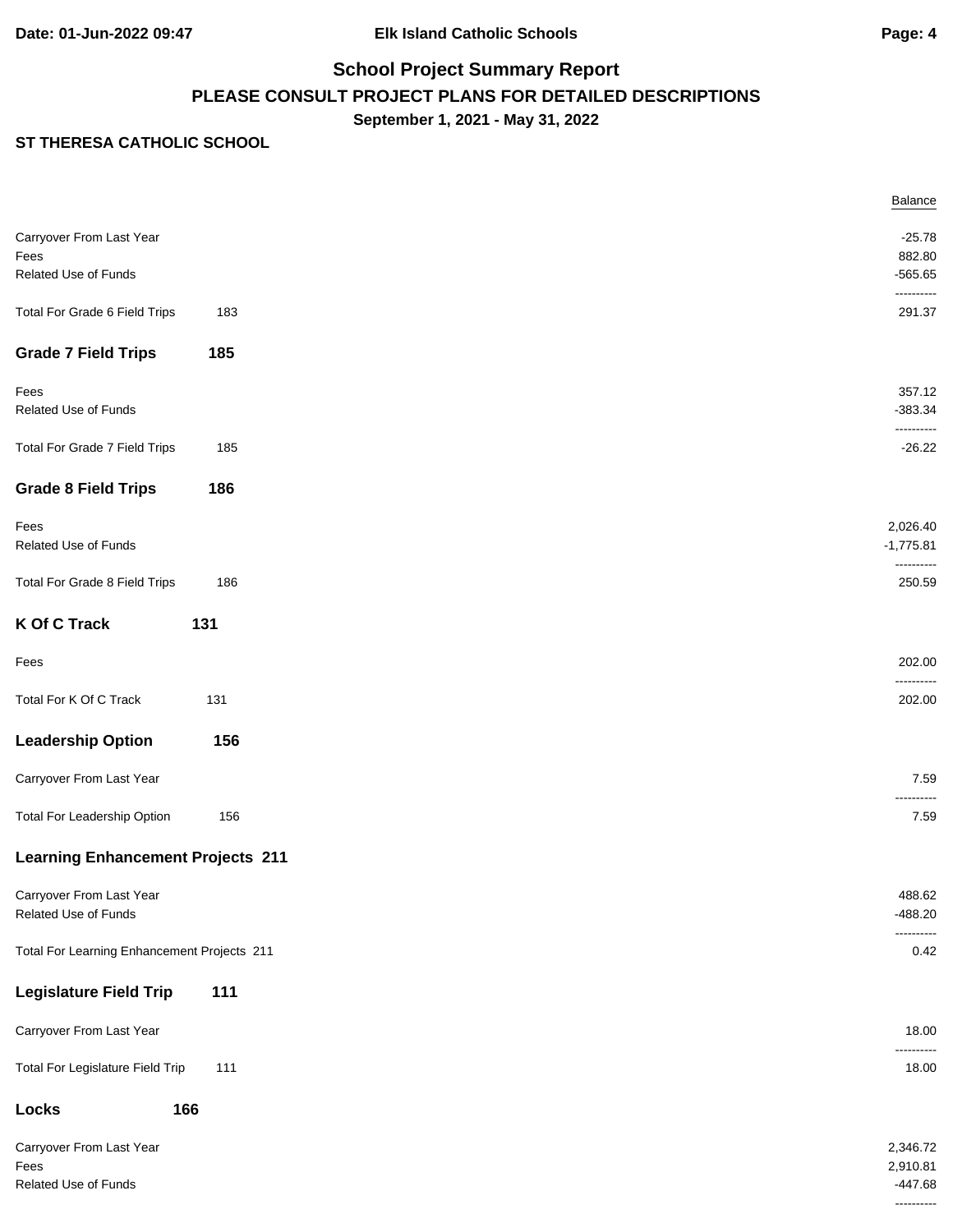## School Project Summary Report

### PLEASE CONSULT PROJECT PLANS FOR DETAILED DESCRIPTIONS

**September 1, 2021 - May 31, 2022**

**ST THERESA CATHOLIC SCHOOL**

| | | Balance |
|---|---|---|
| Carryover From Last Year | | -25.78 |
| Fees | | 882.80 |
| Related Use of Funds | | -565.65 |
| | | ---------- |
| Total For Grade 6 Field Trips | 183 | 291.37 |

### Grade 7 Field Trips 185

| | | |
|---|---|---|
| Fees | | 357.12 |
| Related Use of Funds | | -383.34 |
| | | ---------- |
| Total For Grade 7 Field Trips | 185 | -26.22 |

### Grade 8 Field Trips 186

| | | |
|---|---|---|
| Fees | | 2,026.40 |
| Related Use of Funds | | -1,775.81 |
| | | ---------- |
| Total For Grade 8 Field Trips | 186 | 250.59 |

### K Of C Track 131

| | | |
|---|---|---|
| Fees | | 202.00 |
| | | ---------- |
| Total For K Of C Track | 131 | 202.00 |

### Leadership Option 156

| | | |
|---|---|---|
| Carryover From Last Year | | 7.59 |
| | | ---------- |
| Total For Leadership Option | 156 | 7.59 |

### Learning Enhancement Projects 211

| | | |
|---|---|---|
| Carryover From Last Year | | 488.62 |
| Related Use of Funds | | -488.20 |
| | | ---------- |
| Total For Learning Enhancement Projects | 211 | 0.42 |

### Legislature Field Trip 111

| | | |
|---|---|---|
| Carryover From Last Year | | 18.00 |
| | | ---------- |
| Total For Legislature Field Trip | 111 | 18.00 |

### Locks 166

| | | |
|---|---|---|
| Carryover From Last Year | | 2,346.72 |
| Fees | | 2,910.81 |
| Related Use of Funds | | -447.68 |
| | | ---------- |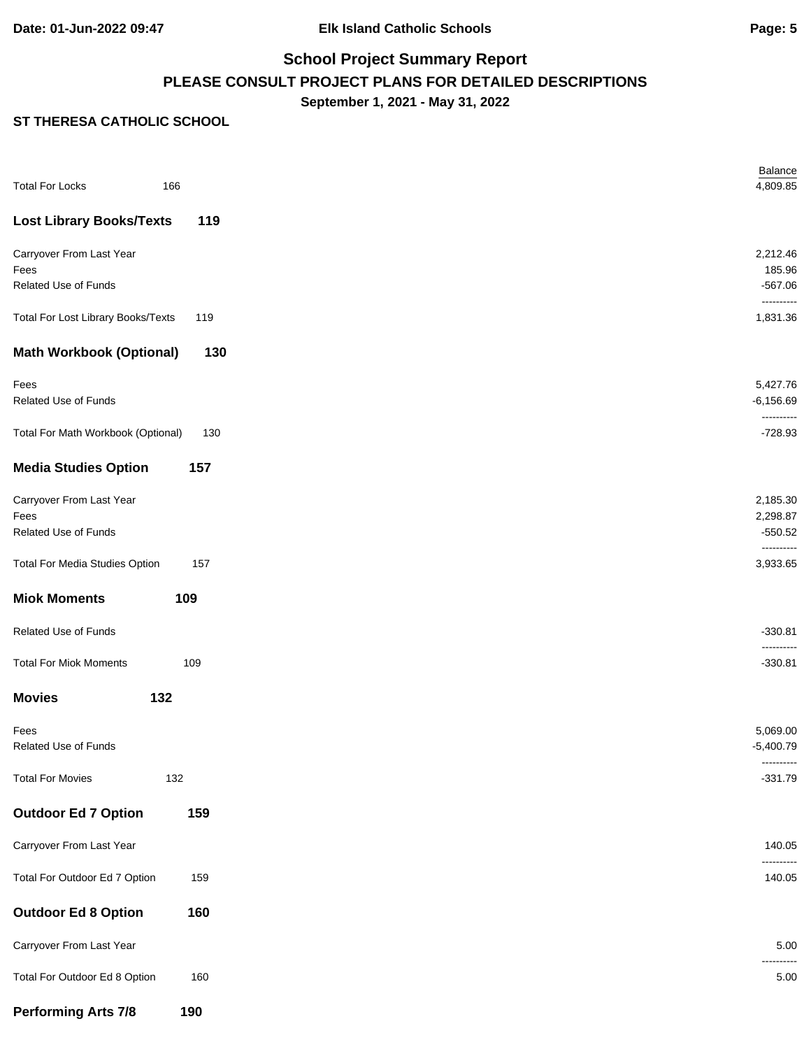## School Project Summary Report
### PLEASE CONSULT PROJECT PLANS FOR DETAILED DESCRIPTIONS
**September 1, 2021 - May 31, 2022**

**ST THERESA CATHOLIC SCHOOL**

| | | Balance |
|---|---|---|
| Total For Locks | 166 | 4,809.85 |

### Lost Library Books/Texts 119

| | | |
|---|---|---|
| Carryover From Last Year | | 2,212.46 |
| Fees | | 185.96 |
| Related Use of Funds | | -567.06 |
| | | ---------- |
| Total For Lost Library Books/Texts | 119 | 1,831.36 |

### Math Workbook (Optional) 130

| | | |
|---|---|---|
| Fees | | 5,427.76 |
| Related Use of Funds | | -6,156.69 |
| | | ---------- |
| Total For Math Workbook (Optional) | 130 | -728.93 |

### Media Studies Option 157

| | | |
|---|---|---|
| Carryover From Last Year | | 2,185.30 |
| Fees | | 2,298.87 |
| Related Use of Funds | | -550.52 |
| | | ---------- |
| Total For Media Studies Option | 157 | 3,933.65 |

### Miok Moments 109

| | | |
|---|---|---|
| Related Use of Funds | | -330.81 |
| | | ---------- |
| Total For Miok Moments | 109 | -330.81 |

### Movies 132

| | | |
|---|---|---|
| Fees | | 5,069.00 |
| Related Use of Funds | | -5,400.79 |
| | | ---------- |
| Total For Movies | 132 | -331.79 |

### Outdoor Ed 7 Option 159

| | | |
|---|---|---|
| Carryover From Last Year | | 140.05 |
| | | ---------- |
| Total For Outdoor Ed 7 Option | 159 | 140.05 |

### Outdoor Ed 8 Option 160

| | | |
|---|---|---|
| Carryover From Last Year | | 5.00 |
| | | ---------- |
| Total For Outdoor Ed 8 Option | 160 | 5.00 |

### Performing Arts 7/8 190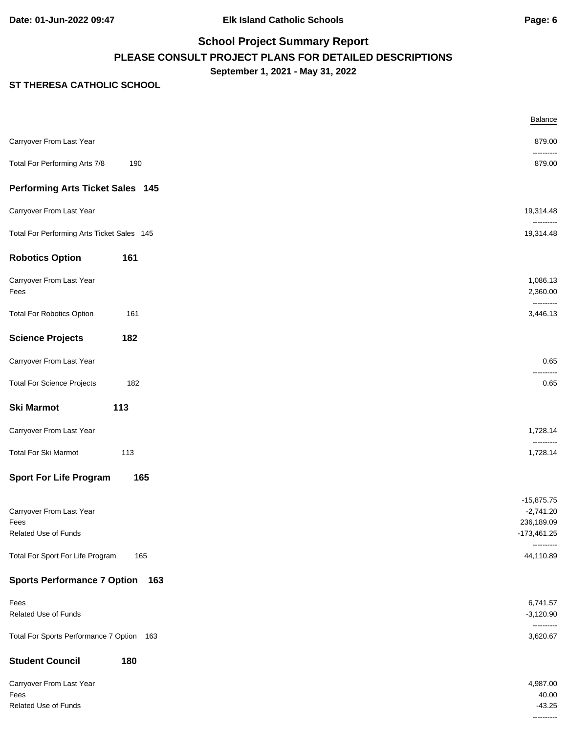**School Project Summary Report**

**PLEASE CONSULT PROJECT PLANS FOR DETAILED DESCRIPTIONS**

**September 1, 2021 - May 31, 2022**

**ST THERESA CATHOLIC SCHOOL**

| | | Balance |
|---|---|---|
| Carryover From Last Year | | 879.00 |
| | | ---------- |
| Total For Performing Arts 7/8 | 190 | 879.00 |

### Performing Arts Ticket Sales 145

| | | |
|---|---|---|
| Carryover From Last Year | | 19,314.48 |
| | | ---------- |
| Total For Performing Arts Ticket Sales | 145 | 19,314.48 |

### Robotics Option 161

| | | |
|---|---|---|
| Carryover From Last Year | | 1,086.13 |
| Fees | | 2,360.00 |
| | | ---------- |
| Total For Robotics Option | 161 | 3,446.13 |

### Science Projects 182

| | | |
|---|---|---|
| Carryover From Last Year | | 0.65 |
| | | ---------- |
| Total For Science Projects | 182 | 0.65 |

### Ski Marmot 113

| | | |
|---|---|---|
| Carryover From Last Year | | 1,728.14 |
| | | ---------- |
| Total For Ski Marmot | 113 | 1,728.14 |

### Sport For Life Program 165

| | | |
|---|---|---|
| | | -15,875.75 |
| Carryover From Last Year | | -2,741.20 |
| Fees | | 236,189.09 |
| Related Use of Funds | | -173,461.25 |
| | | ---------- |
| Total For Sport For Life Program | 165 | 44,110.89 |

### Sports Performance 7 Option 163

| | | |
|---|---|---|
| Fees | | 6,741.57 |
| Related Use of Funds | | -3,120.90 |
| | | ---------- |
| Total For Sports Performance 7 Option | 163 | 3,620.67 |

### Student Council 180

| | | |
|---|---|---|
| Carryover From Last Year | | 4,987.00 |
| Fees | | 40.00 |
| Related Use of Funds | | -43.25 |
| | | ---------- |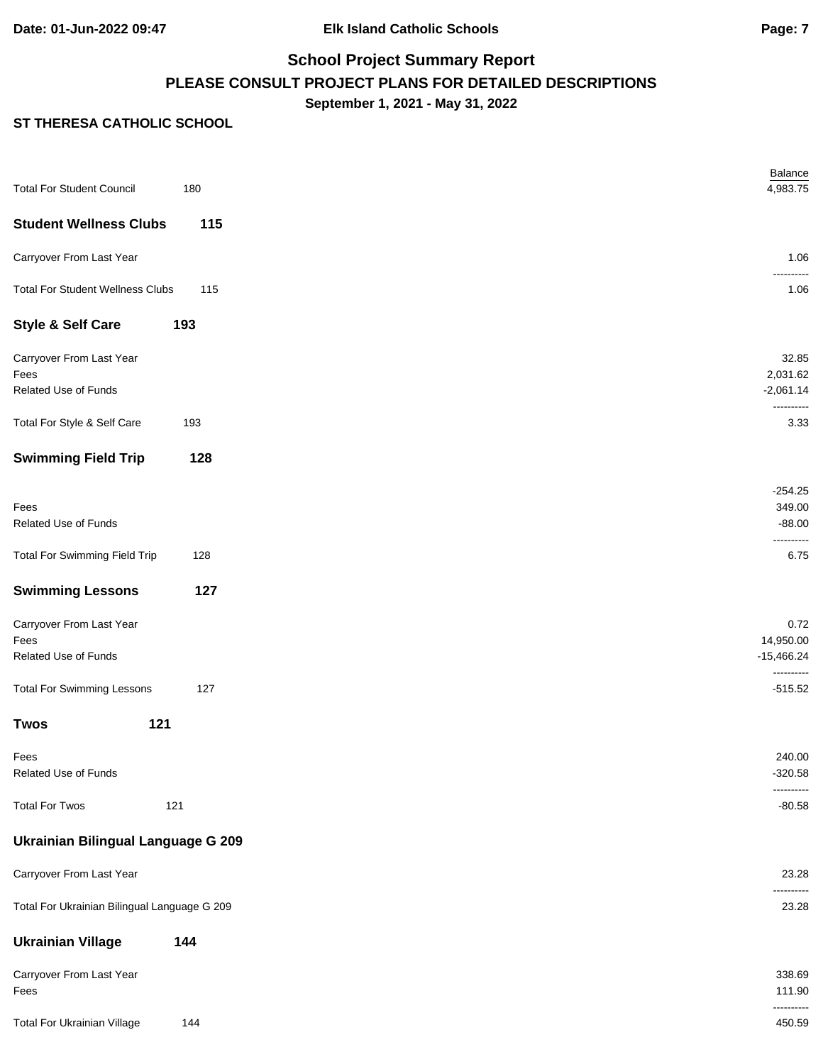**Date: 01-Jun-2022 09:47** **Elk Island Catholic Schools**

## School Project Summary Report

### PLEASE CONSULT PROJECT PLANS FOR DETAILED DESCRIPTIONS

**September 1, 2021 - May 31, 2022**

**ST THERESA CATHOLIC SCHOOL**

| | | Balance |
|---|---|---|
| Total For Student Council | 180 | 4,983.75 |

### Student Wellness Clubs 115

| | | Balance |
|---|---|---|
| Carryover From Last Year | | 1.06 |
| Total For Student Wellness Clubs | 115 | 1.06 |

### Style & Self Care 193

| | | Balance |
|---|---|---|
| Carryover From Last Year | | 32.85 |
| Fees | | 2,031.62 |
| Related Use of Funds | | -2,061.14 |
| Total For Style & Self Care | 193 | 3.33 |

### Swimming Field Trip 128

| | | Balance |
|---|---|---|
| | | -254.25 |
| Fees | | 349.00 |
| Related Use of Funds | | -88.00 |
| Total For Swimming Field Trip | 128 | 6.75 |

### Swimming Lessons 127

| | | Balance |
|---|---|---|
| Carryover From Last Year | | 0.72 |
| Fees | | 14,950.00 |
| Related Use of Funds | | -15,466.24 |
| Total For Swimming Lessons | 127 | -515.52 |

### Twos 121

| | | Balance |
|---|---|---|
| Fees | | 240.00 |
| Related Use of Funds | | -320.58 |
| Total For Twos | 121 | -80.58 |

### Ukrainian Bilingual Language G 209

| | | Balance |
|---|---|---|
| Carryover From Last Year | | 23.28 |
| Total For Ukrainian Bilingual Language G 209 | | 23.28 |

### Ukrainian Village 144

| | | Balance |
|---|---|---|
| Carryover From Last Year | | 338.69 |
| Fees | | 111.90 |
| Total For Ukrainian Village | 144 | 450.59 |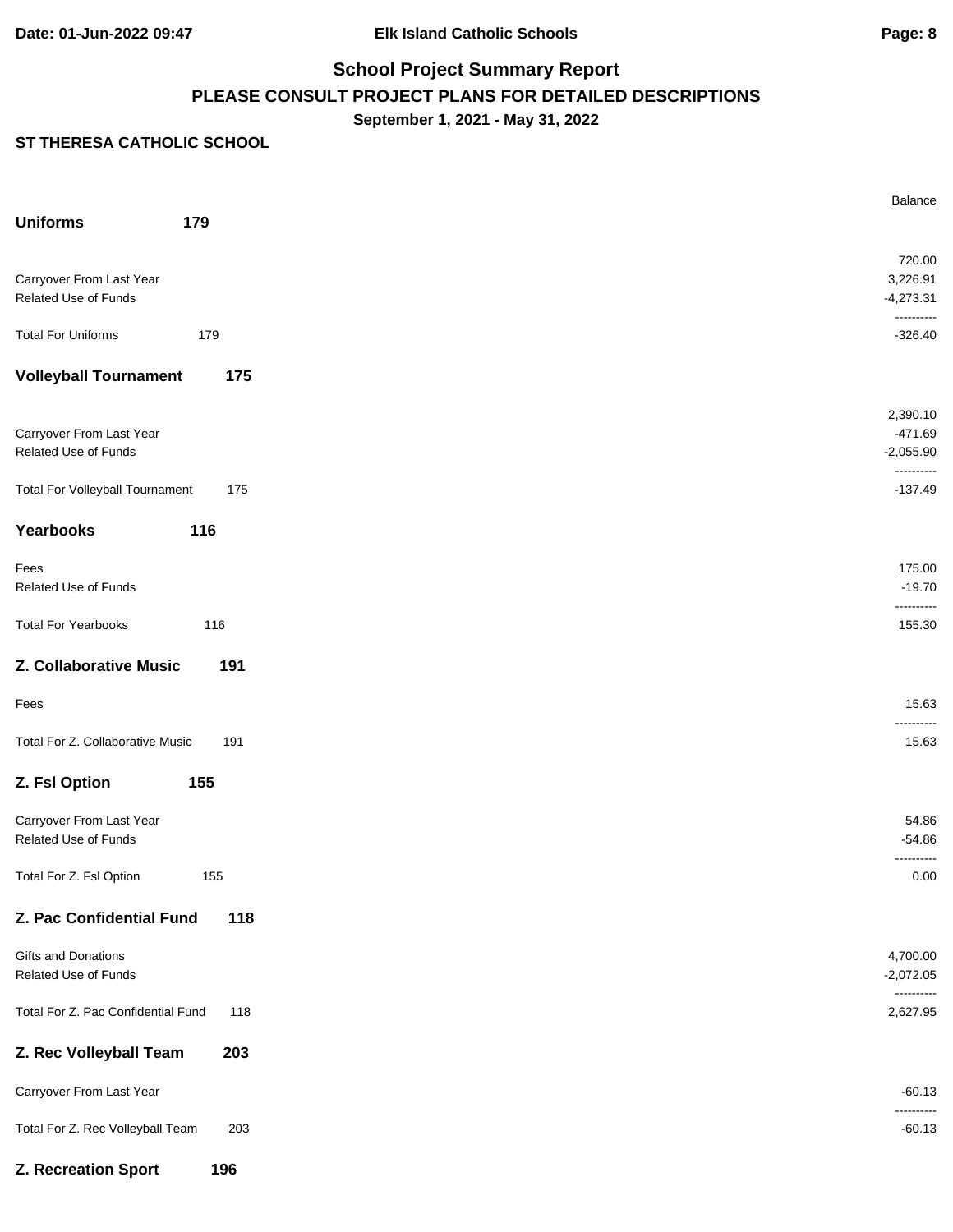**School Project Summary Report**

**PLEASE CONSULT PROJECT PLANS FOR DETAILED DESCRIPTIONS**

**September 1, 2021 - May 31, 2022**

**ST THERESA CATHOLIC SCHOOL**

| | | Balance |
|---|---|---|
| **Uniforms** | **179** | |
| | | 720.00 |
| Carryover From Last Year | | 3,226.91 |
| Related Use of Funds | | -4,273.31 |
| Total For Uniforms | 179 | -326.40 |
| **Volleyball Tournament** | **175** | |
| | | 2,390.10 |
| Carryover From Last Year | | -471.69 |
| Related Use of Funds | | -2,055.90 |
| Total For Volleyball Tournament | 175 | -137.49 |
| **Yearbooks** | **116** | |
| Fees | | 175.00 |
| Related Use of Funds | | -19.70 |
| Total For Yearbooks | 116 | 155.30 |
| **Z. Collaborative Music** | **191** | |
| Fees | | 15.63 |
| Total For Z. Collaborative Music | 191 | 15.63 |
| **Z. Fsl Option** | **155** | |
| Carryover From Last Year | | 54.86 |
| Related Use of Funds | | -54.86 |
| Total For Z. Fsl Option | 155 | 0.00 |
| **Z. Pac Confidential Fund** | **118** | |
| Gifts and Donations | | 4,700.00 |
| Related Use of Funds | | -2,072.05 |
| Total For Z. Pac Confidential Fund | 118 | 2,627.95 |
| **Z. Rec Volleyball Team** | **203** | |
| Carryover From Last Year | | -60.13 |
| Total For Z. Rec Volleyball Team | 203 | -60.13 |
| **Z. Recreation Sport** | **196** | |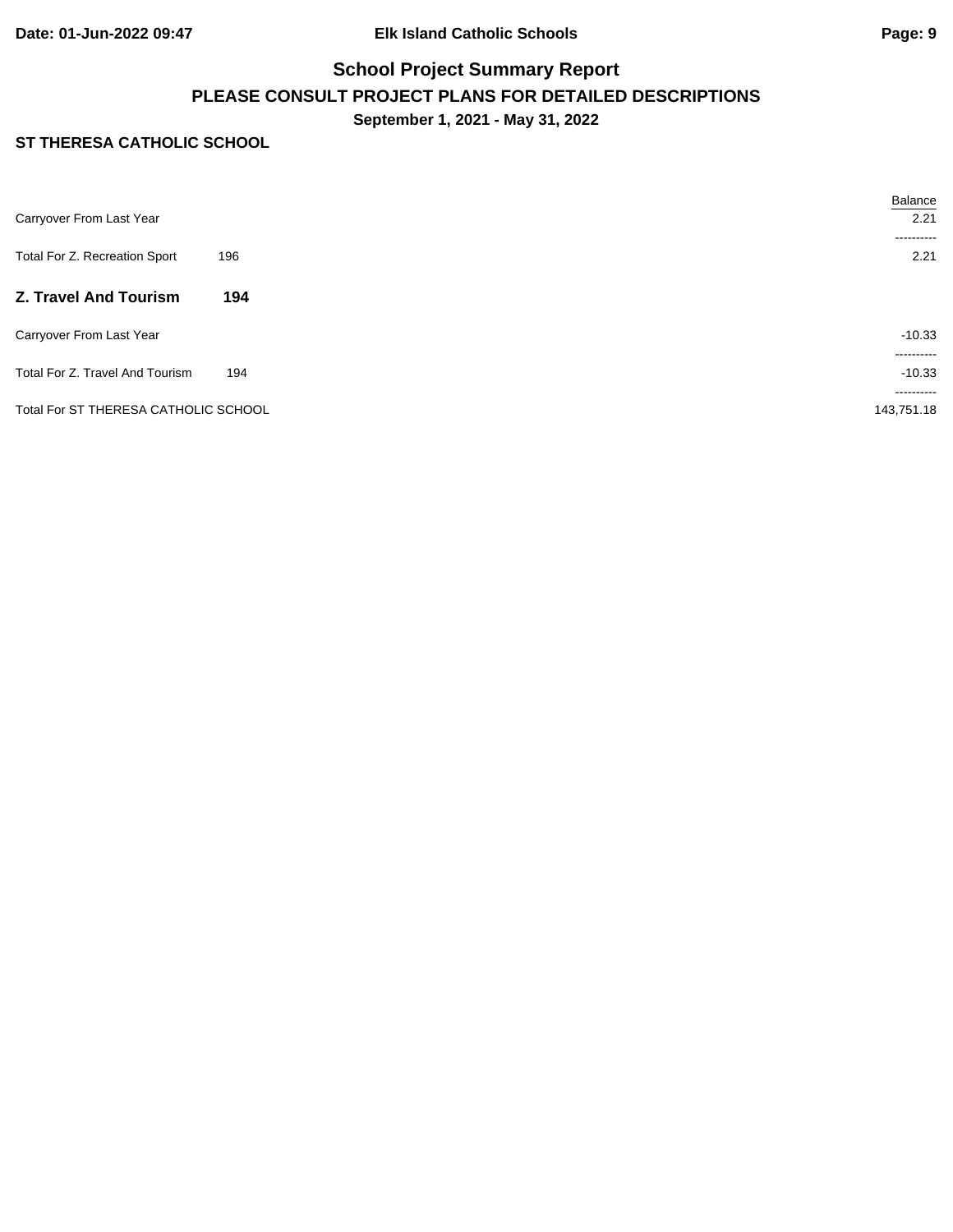# School Project Summary Report

## PLEASE CONSULT PROJECT PLANS FOR DETAILED DESCRIPTIONS

**September 1, 2021 - May 31, 2022**

**ST THERESA CATHOLIC SCHOOL**

| | | Balance |
|---|---|---|
| Carryover From Last Year | | 2.21 |
| | | ---------- |
| Total For Z. Recreation Sport | 196 | 2.21 |

### Z. Travel And Tourism 194

| | | |
|---|---|---|
| Carryover From Last Year | | -10.33 |
| | | ---------- |
| Total For Z. Travel And Tourism | 194 | -10.33 |
| | | ---------- |
| Total For ST THERESA CATHOLIC SCHOOL | | 143,751.18 |